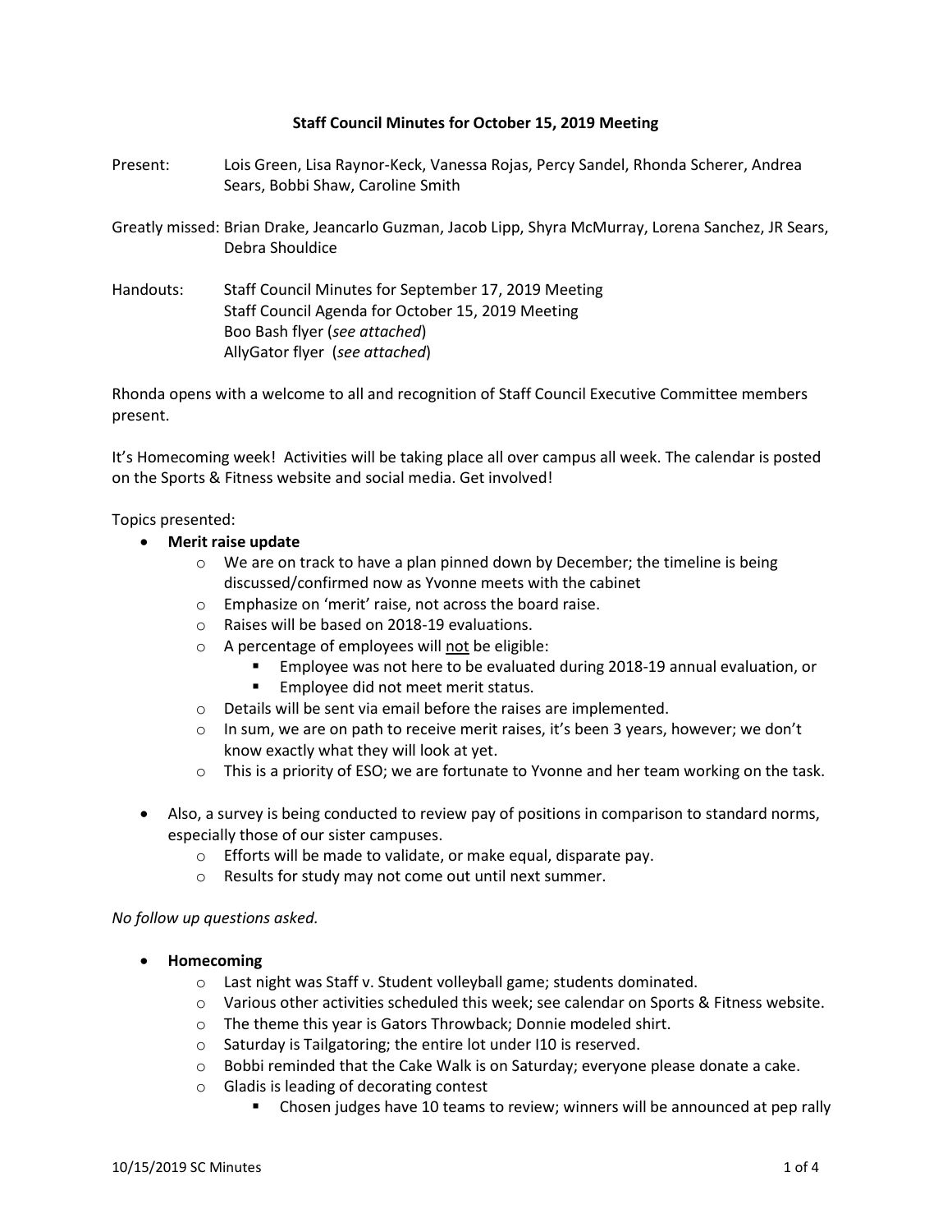**Staff Council Minutes for October 15, 2019 Meeting**

Present: Lois Green, Lisa Raynor-Keck, Vanessa Rojas, Percy Sandel, Rhonda Scherer, Andrea Sears, Bobbi Shaw, Caroline Smith

Greatly missed: Brian Drake, Jeancarlo Guzman, Jacob Lipp, Shyra McMurray, Lorena Sanchez, JR Sears, Debra Shouldice

Handouts: Staff Council Minutes for September 17, 2019 Meeting
Staff Council Agenda for October 15, 2019 Meeting
Boo Bash flyer (*see attached*)
AllyGator flyer (*see attached*)

Rhonda opens with a welcome to all and recognition of Staff Council Executive Committee members present.

It's Homecoming week! Activities will be taking place all over campus all week. The calendar is posted on the Sports & Fitness website and social media. Get involved!

Topics presented:

- **Merit raise update**
  - We are on track to have a plan pinned down by December; the timeline is being discussed/confirmed now as Yvonne meets with the cabinet
  - Emphasize on 'merit' raise, not across the board raise.
  - Raises will be based on 2018-19 evaluations.
  - A percentage of employees will <u>not</u> be eligible:
    - Employee was not here to be evaluated during 2018-19 annual evaluation, or
    - Employee did not meet merit status.
  - Details will be sent via email before the raises are implemented.
  - In sum, we are on path to receive merit raises, it's been 3 years, however; we don't know exactly what they will look at yet.
  - This is a priority of ESO; we are fortunate to Yvonne and her team working on the task.

- Also, a survey is being conducted to review pay of positions in comparison to standard norms, especially those of our sister campuses.
  - Efforts will be made to validate, or make equal, disparate pay.
  - Results for study may not come out until next summer.

*No follow up questions asked.*

- **Homecoming**
  - Last night was Staff v. Student volleyball game; students dominated.
  - Various other activities scheduled this week; see calendar on Sports & Fitness website.
  - The theme this year is Gators Throwback; Donnie modeled shirt.
  - Saturday is Tailgatoring; the entire lot under I10 is reserved.
  - Bobbi reminded that the Cake Walk is on Saturday; everyone please donate a cake.
  - Gladis is leading of decorating contest
    - Chosen judges have 10 teams to review; winners will be announced at pep rally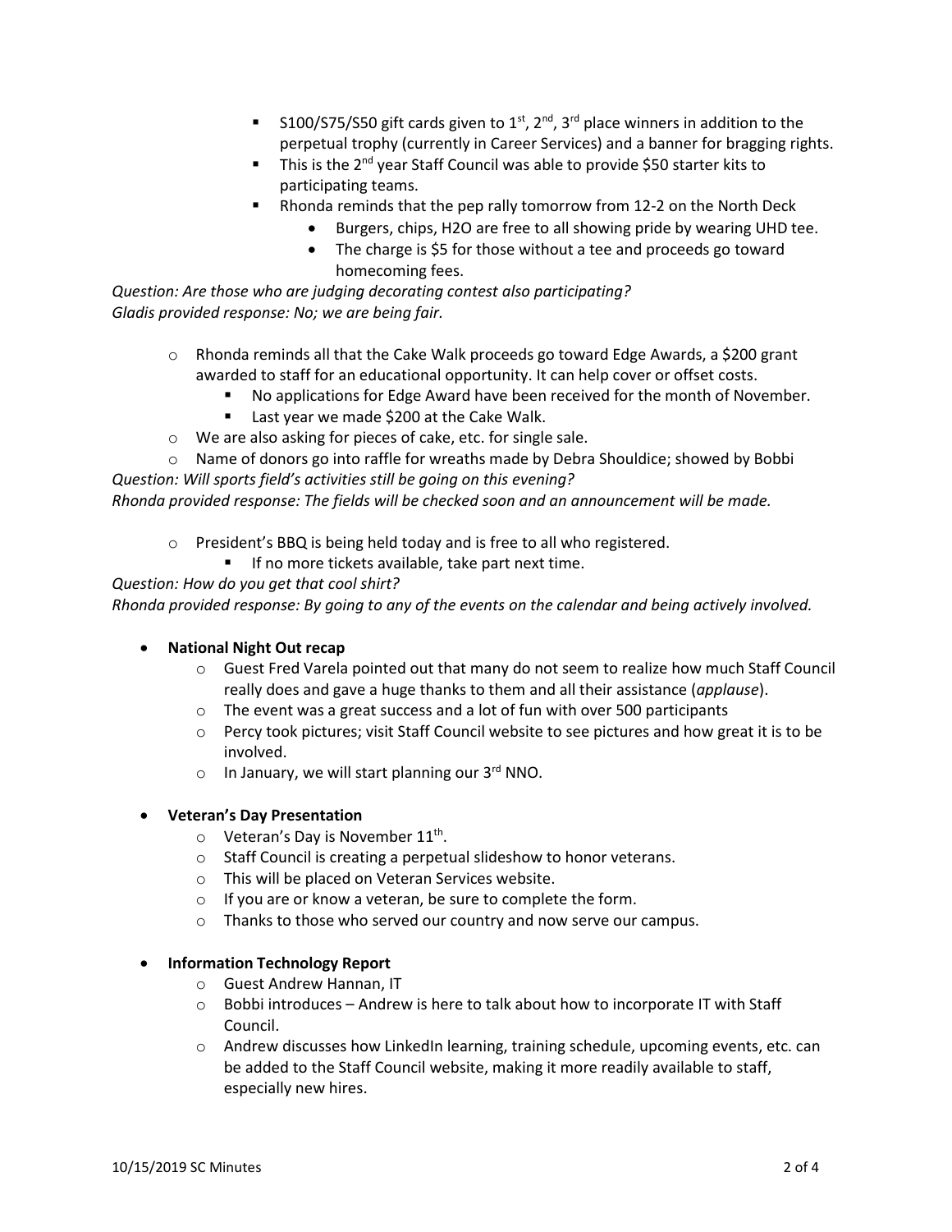- S100/S75/S50 gift cards given to 1st, 2nd, 3rd place winners in addition to the perpetual trophy (currently in Career Services) and a banner for bragging rights.
    - This is the 2nd year Staff Council was able to provide $50 starter kits to participating teams.
    - Rhonda reminds that the pep rally tomorrow from 12-2 on the North Deck
        - Burgers, chips, H2O are free to all showing pride by wearing UHD tee.
        - The charge is $5 for those without a tee and proceeds go toward homecoming fees.

*Question: Are those who are judging decorating contest also participating?*
*Gladis provided response: No; we are being fair.*

- Rhonda reminds all that the Cake Walk proceeds go toward Edge Awards, a $200 grant awarded to staff for an educational opportunity. It can help cover or offset costs.
    - No applications for Edge Award have been received for the month of November.
    - Last year we made $200 at the Cake Walk.
- We are also asking for pieces of cake, etc. for single sale.
- Name of donors go into raffle for wreaths made by Debra Shouldice; showed by Bobbi

*Question: Will sports field's activities still be going on this evening?*
*Rhonda provided response: The fields will be checked soon and an announcement will be made.*

- President's BBQ is being held today and is free to all who registered.
    - If no more tickets available, take part next time.

*Question: How do you get that cool shirt?*
*Rhonda provided response: By going to any of the events on the calendar and being actively involved.*

- **National Night Out recap**
    - Guest Fred Varela pointed out that many do not seem to realize how much Staff Council really does and gave a huge thanks to them and all their assistance (*applause*).
    - The event was a great success and a lot of fun with over 500 participants
    - Percy took pictures; visit Staff Council website to see pictures and how great it is to be involved.
    - In January, we will start planning our 3rd NNO.

- **Veteran's Day Presentation**
    - Veteran's Day is November 11th.
    - Staff Council is creating a perpetual slideshow to honor veterans.
    - This will be placed on Veteran Services website.
    - If you are or know a veteran, be sure to complete the form.
    - Thanks to those who served our country and now serve our campus.

- **Information Technology Report**
    - Guest Andrew Hannan, IT
    - Bobbi introduces – Andrew is here to talk about how to incorporate IT with Staff Council.
    - Andrew discusses how LinkedIn learning, training schedule, upcoming events, etc. can be added to the Staff Council website, making it more readily available to staff, especially new hires.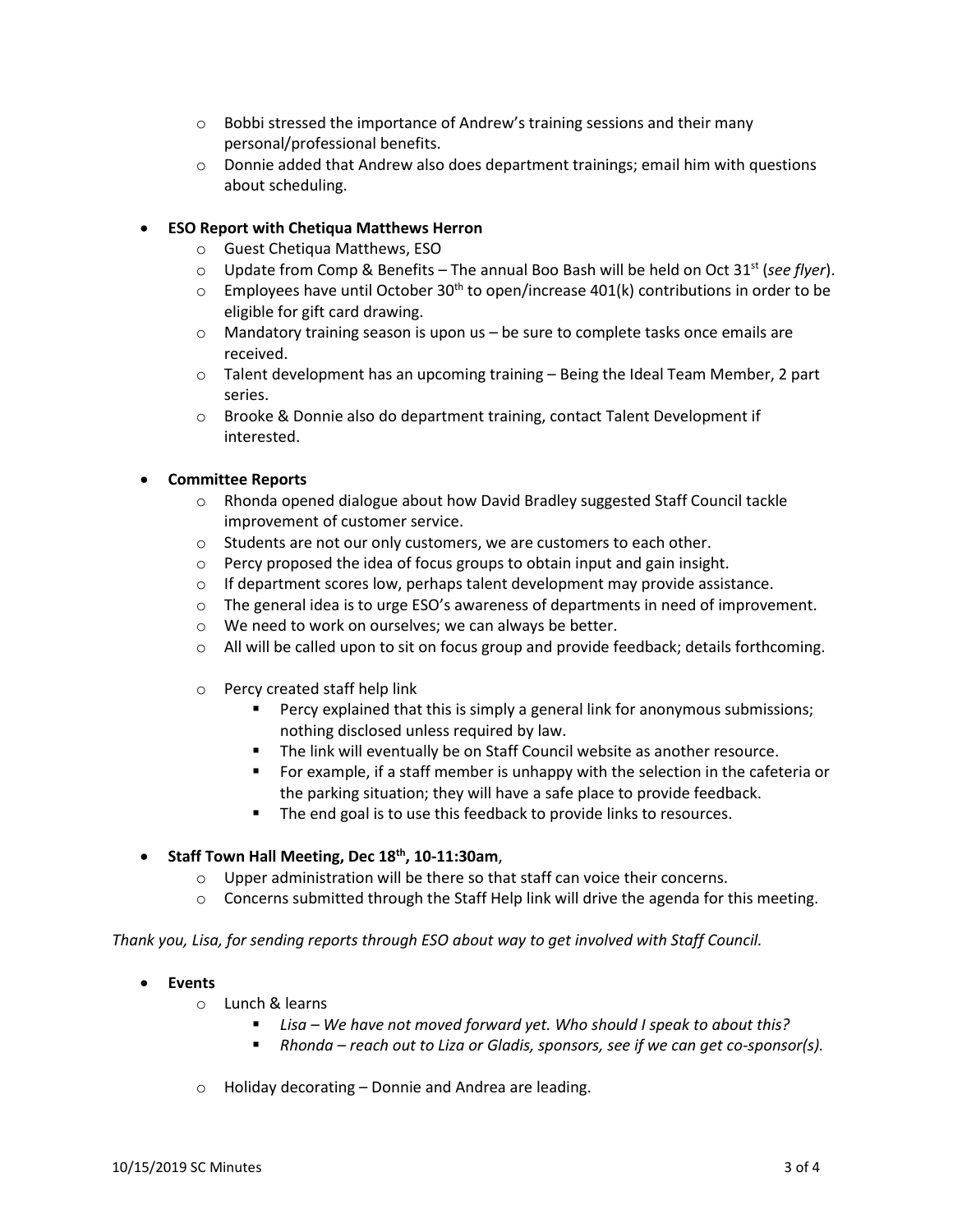- Bobbi stressed the importance of Andrew's training sessions and their many personal/professional benefits.
  - Donnie added that Andrew also does department trainings; email him with questions about scheduling.

- **ESO Report with Chetiqua Matthews Herron**
  - Guest Chetiqua Matthews, ESO
  - Update from Comp & Benefits – The annual Boo Bash will be held on Oct 31st (*see flyer*).
  - Employees have until October 30th to open/increase 401(k) contributions in order to be eligible for gift card drawing.
  - Mandatory training season is upon us – be sure to complete tasks once emails are received.
  - Talent development has an upcoming training – Being the Ideal Team Member, 2 part series.
  - Brooke & Donnie also do department training, contact Talent Development if interested.

- **Committee Reports**
  - Rhonda opened dialogue about how David Bradley suggested Staff Council tackle improvement of customer service.
  - Students are not our only customers, we are customers to each other.
  - Percy proposed the idea of focus groups to obtain input and gain insight.
  - If department scores low, perhaps talent development may provide assistance.
  - The general idea is to urge ESO's awareness of departments in need of improvement.
  - We need to work on ourselves; we can always be better.
  - All will be called upon to sit on focus group and provide feedback; details forthcoming.

  - Percy created staff help link
    - Percy explained that this is simply a general link for anonymous submissions; nothing disclosed unless required by law.
    - The link will eventually be on Staff Council website as another resource.
    - For example, if a staff member is unhappy with the selection in the cafeteria or the parking situation; they will have a safe place to provide feedback.
    - The end goal is to use this feedback to provide links to resources.

- **Staff Town Hall Meeting, Dec 18th, 10-11:30am**,
  - Upper administration will be there so that staff can voice their concerns.
  - Concerns submitted through the Staff Help link will drive the agenda for this meeting.

*Thank you, Lisa, for sending reports through ESO about way to get involved with Staff Council.*

- **Events**
  - Lunch & learns
    - *Lisa – We have not moved forward yet. Who should I speak to about this?*
    - *Rhonda – reach out to Liza or Gladis, sponsors, see if we can get co-sponsor(s).*

  - Holiday decorating – Donnie and Andrea are leading.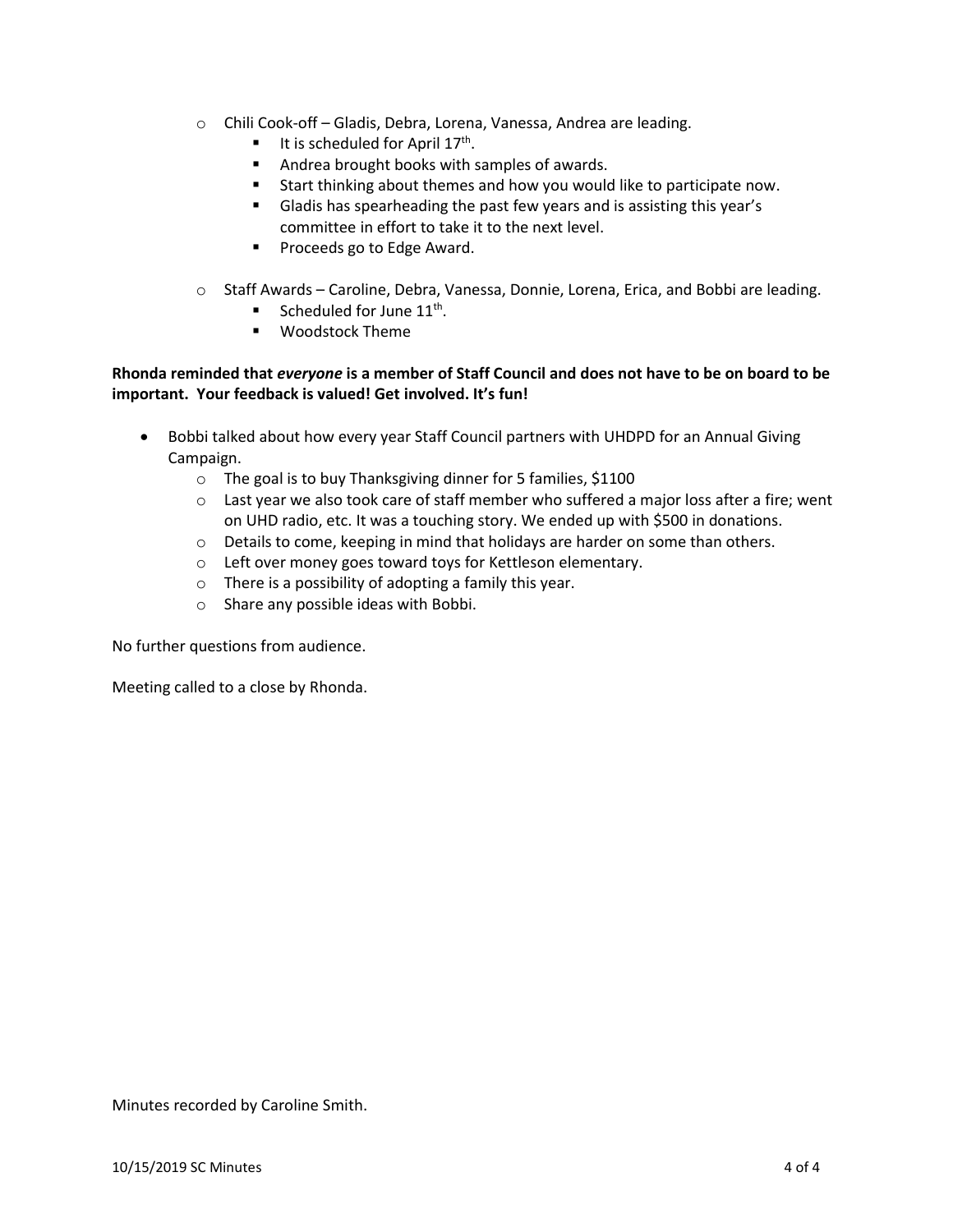- Chili Cook-off – Gladis, Debra, Lorena, Vanessa, Andrea are leading.
    - It is scheduled for April 17th.
    - Andrea brought books with samples of awards.
    - Start thinking about themes and how you would like to participate now.
    - Gladis has spearheading the past few years and is assisting this year's committee in effort to take it to the next level.
    - Proceeds go to Edge Award.
  - Staff Awards – Caroline, Debra, Vanessa, Donnie, Lorena, Erica, and Bobbi are leading.
    - Scheduled for June 11th.
    - Woodstock Theme

**Rhonda reminded that *everyone* is a member of Staff Council and does not have to be on board to be important. Your feedback is valued! Get involved. It's fun!**

- Bobbi talked about how every year Staff Council partners with UHDPD for an Annual Giving Campaign.
  - The goal is to buy Thanksgiving dinner for 5 families, $1100
  - Last year we also took care of staff member who suffered a major loss after a fire; went on UHD radio, etc. It was a touching story. We ended up with $500 in donations.
  - Details to come, keeping in mind that holidays are harder on some than others.
  - Left over money goes toward toys for Kettleson elementary.
  - There is a possibility of adopting a family this year.
  - Share any possible ideas with Bobbi.

No further questions from audience.

Meeting called to a close by Rhonda.

Minutes recorded by Caroline Smith.